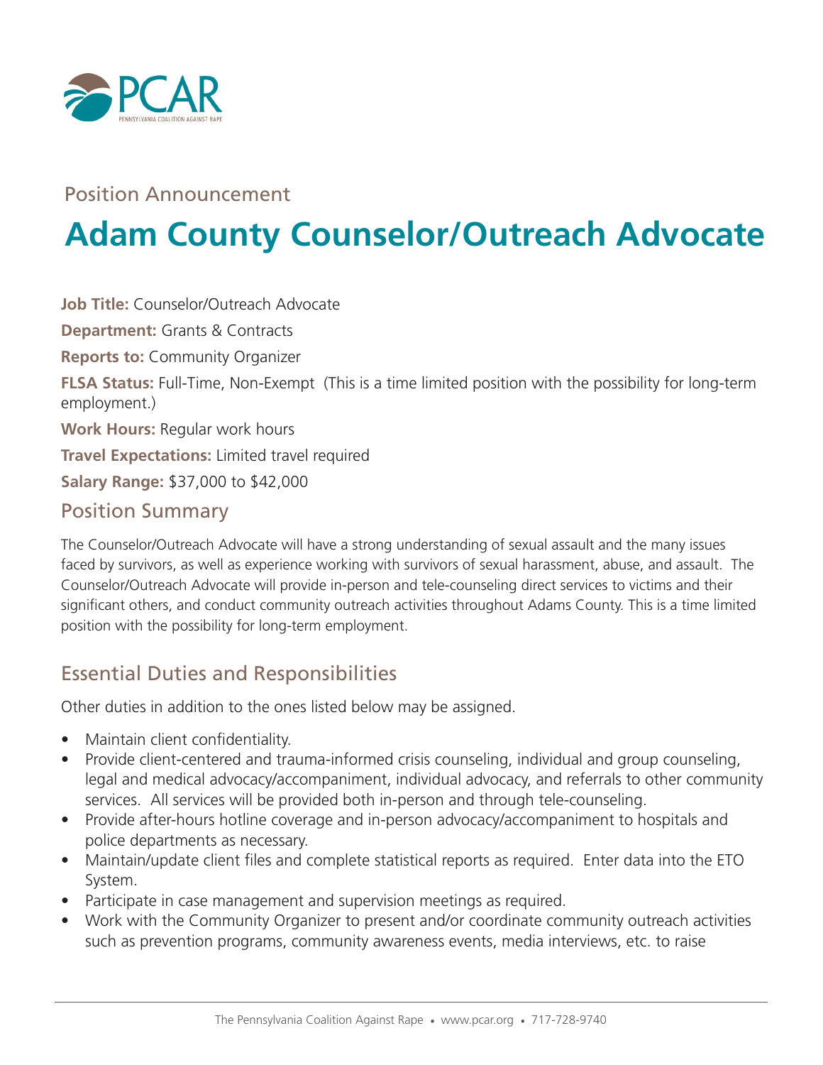Position Announcement

# Adam County Counselor/Outreach Advocate

**Job Title:** Counselor/Outreach Advocate

**Department:** Grants & Contracts

**Reports to:** Community Organizer

**FLSA Status:** Full-Time, Non-Exempt (This is a time limited position with the possibility for long-term employment.)

**Work Hours:** Regular work hours

**Travel Expectations:** Limited travel required

**Salary Range:** $37,000 to $42,000

## Position Summary

The Counselor/Outreach Advocate will have a strong understanding of sexual assault and the many issues faced by survivors, as well as experience working with survivors of sexual harassment, abuse, and assault. The Counselor/Outreach Advocate will provide in-person and tele-counseling direct services to victims and their significant others, and conduct community outreach activities throughout Adams County. This is a time limited position with the possibility for long-term employment.

## Essential Duties and Responsibilities

Other duties in addition to the ones listed below may be assigned.

- Maintain client confidentiality.
- Provide client-centered and trauma-informed crisis counseling, individual and group counseling, legal and medical advocacy/accompaniment, individual advocacy, and referrals to other community services. All services will be provided both in-person and through tele-counseling.
- Provide after-hours hotline coverage and in-person advocacy/accompaniment to hospitals and police departments as necessary.
- Maintain/update client files and complete statistical reports as required. Enter data into the ETO System.
- Participate in case management and supervision meetings as required.
- Work with the Community Organizer to present and/or coordinate community outreach activities such as prevention programs, community awareness events, media interviews, etc. to raise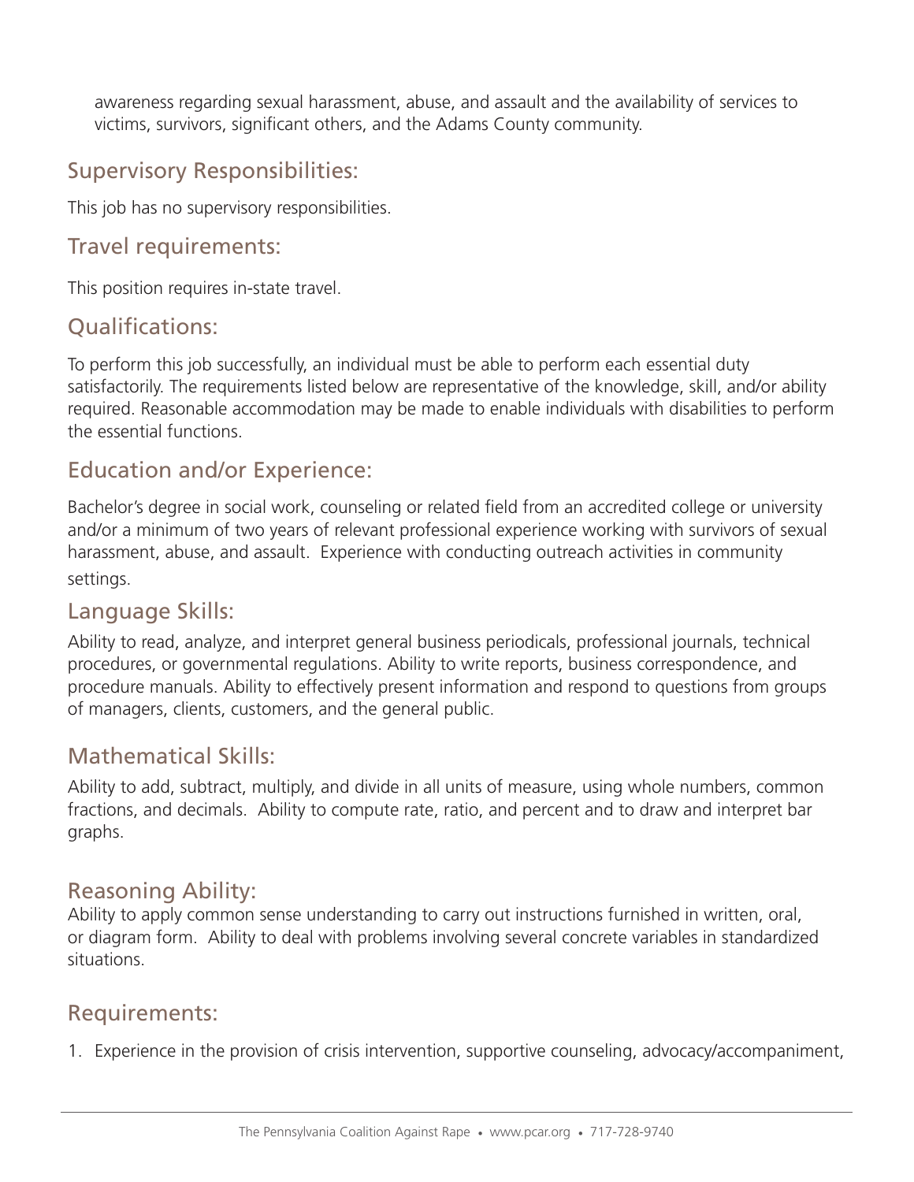awareness regarding sexual harassment, abuse, and assault and the availability of services to victims, survivors, significant others, and the Adams County community.

## Supervisory Responsibilities:

This job has no supervisory responsibilities.

## Travel requirements:

This position requires in-state travel.

## Qualifications:

To perform this job successfully, an individual must be able to perform each essential duty satisfactorily. The requirements listed below are representative of the knowledge, skill, and/or ability required. Reasonable accommodation may be made to enable individuals with disabilities to perform the essential functions.

## Education and/or Experience:

Bachelor's degree in social work, counseling or related field from an accredited college or university and/or a minimum of two years of relevant professional experience working with survivors of sexual harassment, abuse, and assault. Experience with conducting outreach activities in community settings.

## Language Skills:

Ability to read, analyze, and interpret general business periodicals, professional journals, technical procedures, or governmental regulations. Ability to write reports, business correspondence, and procedure manuals. Ability to effectively present information and respond to questions from groups of managers, clients, customers, and the general public.

## Mathematical Skills:

Ability to add, subtract, multiply, and divide in all units of measure, using whole numbers, common fractions, and decimals. Ability to compute rate, ratio, and percent and to draw and interpret bar graphs.

## Reasoning Ability:

Ability to apply common sense understanding to carry out instructions furnished in written, oral, or diagram form. Ability to deal with problems involving several concrete variables in standardized situations.

## Requirements:

1. Experience in the provision of crisis intervention, supportive counseling, advocacy/accompaniment,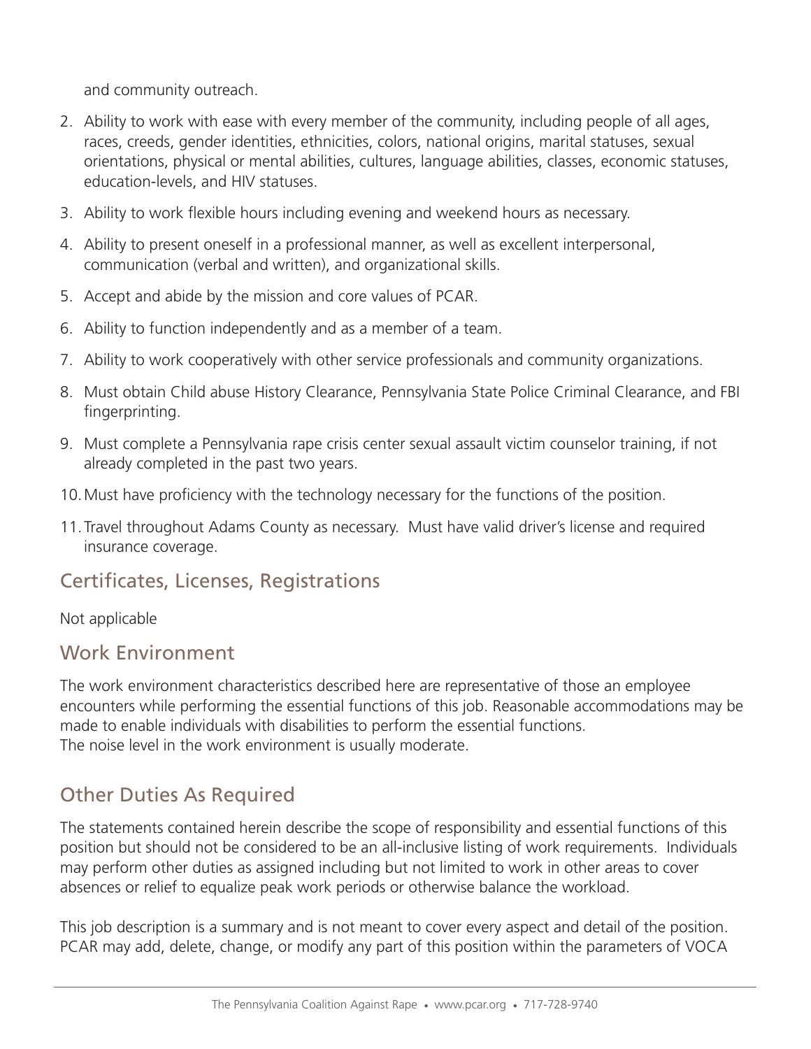and community outreach.

2. Ability to work with ease with every member of the community, including people of all ages, races, creeds, gender identities, ethnicities, colors, national origins, marital statuses, sexual orientations, physical or mental abilities, cultures, language abilities, classes, economic statuses, education-levels, and HIV statuses.
3. Ability to work flexible hours including evening and weekend hours as necessary.
4. Ability to present oneself in a professional manner, as well as excellent interpersonal, communication (verbal and written), and organizational skills.
5. Accept and abide by the mission and core values of PCAR.
6. Ability to function independently and as a member of a team.
7. Ability to work cooperatively with other service professionals and community organizations.
8. Must obtain Child abuse History Clearance, Pennsylvania State Police Criminal Clearance, and FBI fingerprinting.
9. Must complete a Pennsylvania rape crisis center sexual assault victim counselor training, if not already completed in the past two years.
10. Must have proficiency with the technology necessary for the functions of the position.
11. Travel throughout Adams County as necessary. Must have valid driver's license and required insurance coverage.

## Certificates, Licenses, Registrations

Not applicable

## Work Environment

The work environment characteristics described here are representative of those an employee encounters while performing the essential functions of this job. Reasonable accommodations may be made to enable individuals with disabilities to perform the essential functions.
The noise level in the work environment is usually moderate.

## Other Duties As Required

The statements contained herein describe the scope of responsibility and essential functions of this position but should not be considered to be an all-inclusive listing of work requirements. Individuals may perform other duties as assigned including but not limited to work in other areas to cover absences or relief to equalize peak work periods or otherwise balance the workload.

This job description is a summary and is not meant to cover every aspect and detail of the position. PCAR may add, delete, change, or modify any part of this position within the parameters of VOCA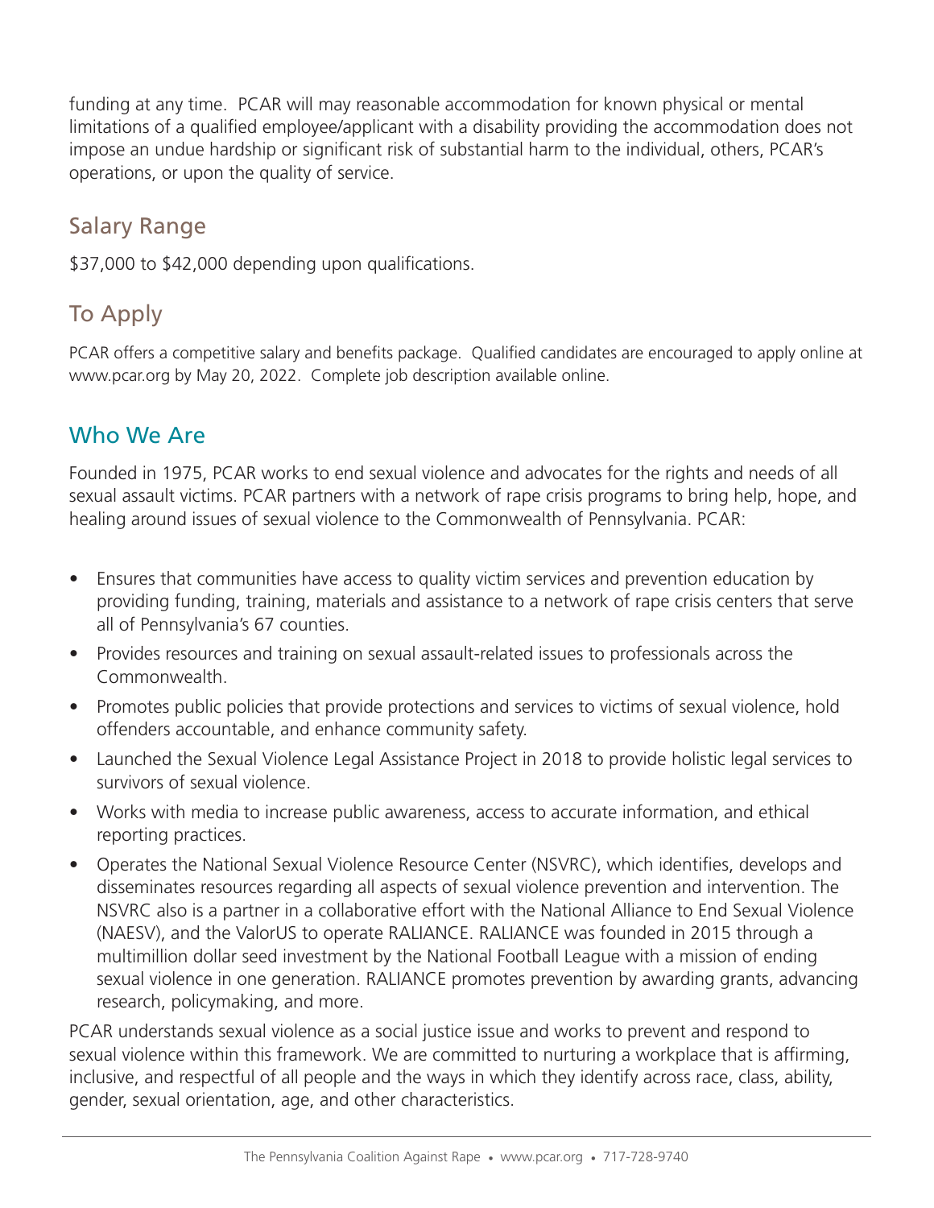funding at any time. PCAR will may reasonable accommodation for known physical or mental limitations of a qualified employee/applicant with a disability providing the accommodation does not impose an undue hardship or significant risk of substantial harm to the individual, others, PCAR's operations, or upon the quality of service.

## Salary Range

$37,000 to $42,000 depending upon qualifications.

## To Apply

PCAR offers a competitive salary and benefits package. Qualified candidates are encouraged to apply online at www.pcar.org by May 20, 2022. Complete job description available online.

## Who We Are

Founded in 1975, PCAR works to end sexual violence and advocates for the rights and needs of all sexual assault victims. PCAR partners with a network of rape crisis programs to bring help, hope, and healing around issues of sexual violence to the Commonwealth of Pennsylvania. PCAR:

- Ensures that communities have access to quality victim services and prevention education by providing funding, training, materials and assistance to a network of rape crisis centers that serve all of Pennsylvania's 67 counties.
- Provides resources and training on sexual assault-related issues to professionals across the Commonwealth.
- Promotes public policies that provide protections and services to victims of sexual violence, hold offenders accountable, and enhance community safety.
- Launched the Sexual Violence Legal Assistance Project in 2018 to provide holistic legal services to survivors of sexual violence.
- Works with media to increase public awareness, access to accurate information, and ethical reporting practices.
- Operates the National Sexual Violence Resource Center (NSVRC), which identifies, develops and disseminates resources regarding all aspects of sexual violence prevention and intervention. The NSVRC also is a partner in a collaborative effort with the National Alliance to End Sexual Violence (NAESV), and the ValorUS to operate RALIANCE. RALIANCE was founded in 2015 through a multimillion dollar seed investment by the National Football League with a mission of ending sexual violence in one generation. RALIANCE promotes prevention by awarding grants, advancing research, policymaking, and more.

PCAR understands sexual violence as a social justice issue and works to prevent and respond to sexual violence within this framework. We are committed to nurturing a workplace that is affirming, inclusive, and respectful of all people and the ways in which they identify across race, class, ability, gender, sexual orientation, age, and other characteristics.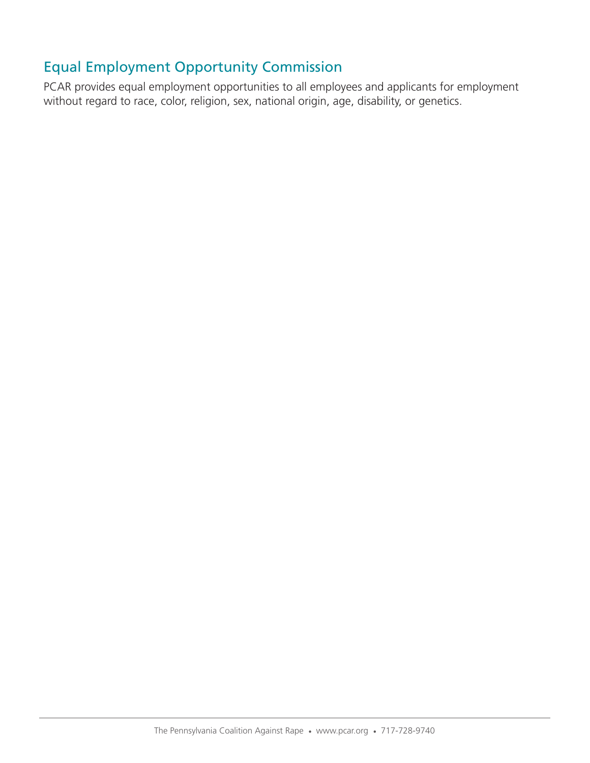## Equal Employment Opportunity Commission

PCAR provides equal employment opportunities to all employees and applicants for employment without regard to race, color, religion, sex, national origin, age, disability, or genetics.